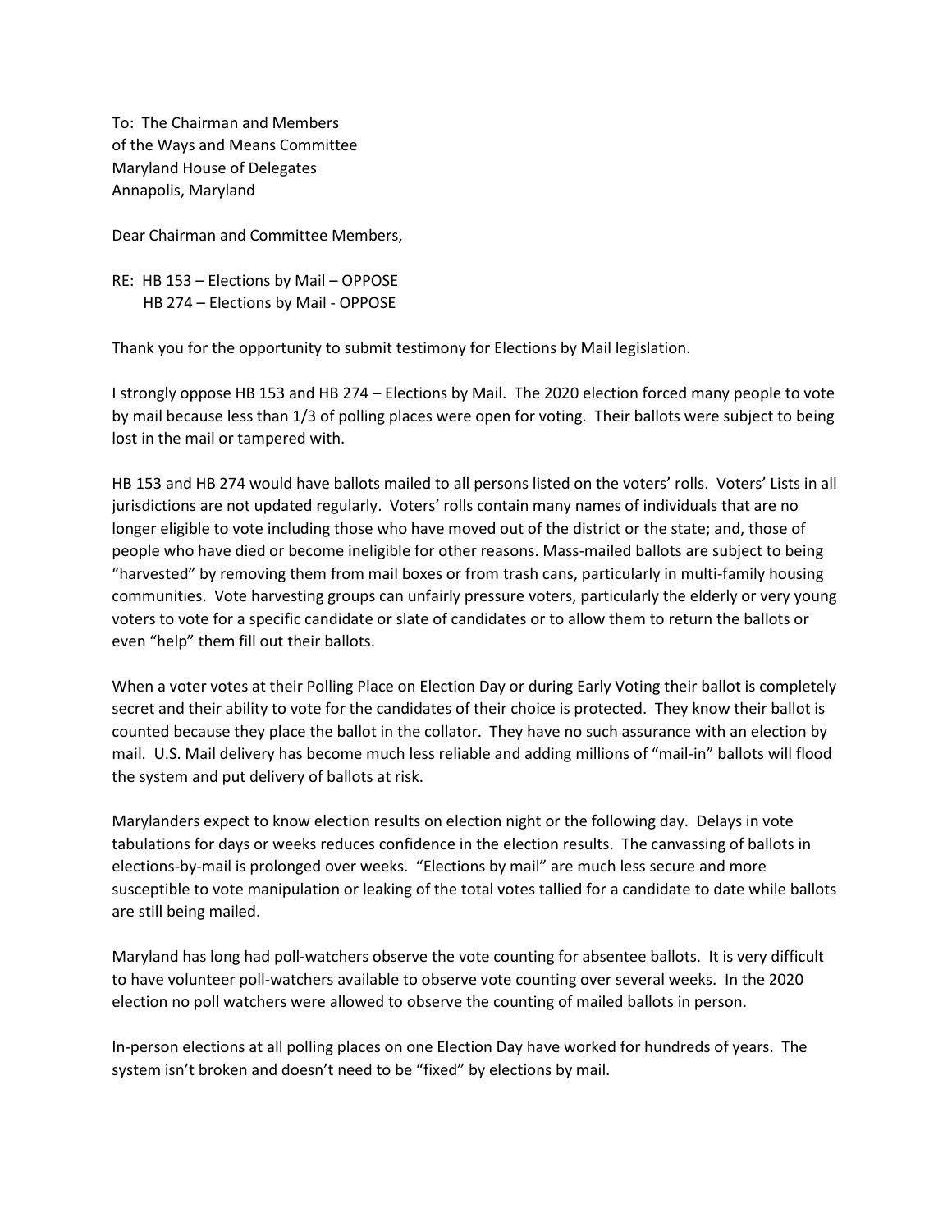To: The Chairman and Members
of the Ways and Means Committee
Maryland House of Delegates
Annapolis, Maryland

Dear Chairman and Committee Members,

RE: HB 153 – Elections by Mail – OPPOSE
HB 274 – Elections by Mail - OPPOSE

Thank you for the opportunity to submit testimony for Elections by Mail legislation.

I strongly oppose HB 153 and HB 274 – Elections by Mail. The 2020 election forced many people to vote by mail because less than 1/3 of polling places were open for voting. Their ballots were subject to being lost in the mail or tampered with.

HB 153 and HB 274 would have ballots mailed to all persons listed on the voters' rolls. Voters' Lists in all jurisdictions are not updated regularly. Voters' rolls contain many names of individuals that are no longer eligible to vote including those who have moved out of the district or the state; and, those of people who have died or become ineligible for other reasons. Mass-mailed ballots are subject to being "harvested" by removing them from mail boxes or from trash cans, particularly in multi-family housing communities. Vote harvesting groups can unfairly pressure voters, particularly the elderly or very young voters to vote for a specific candidate or slate of candidates or to allow them to return the ballots or even "help" them fill out their ballots.

When a voter votes at their Polling Place on Election Day or during Early Voting their ballot is completely secret and their ability to vote for the candidates of their choice is protected. They know their ballot is counted because they place the ballot in the collator. They have no such assurance with an election by mail. U.S. Mail delivery has become much less reliable and adding millions of "mail-in" ballots will flood the system and put delivery of ballots at risk.

Marylanders expect to know election results on election night or the following day. Delays in vote tabulations for days or weeks reduces confidence in the election results. The canvassing of ballots in elections-by-mail is prolonged over weeks. "Elections by mail" are much less secure and more susceptible to vote manipulation or leaking of the total votes tallied for a candidate to date while ballots are still being mailed.

Maryland has long had poll-watchers observe the vote counting for absentee ballots. It is very difficult to have volunteer poll-watchers available to observe vote counting over several weeks. In the 2020 election no poll watchers were allowed to observe the counting of mailed ballots in person.

In-person elections at all polling places on one Election Day have worked for hundreds of years. The system isn't broken and doesn't need to be "fixed" by elections by mail.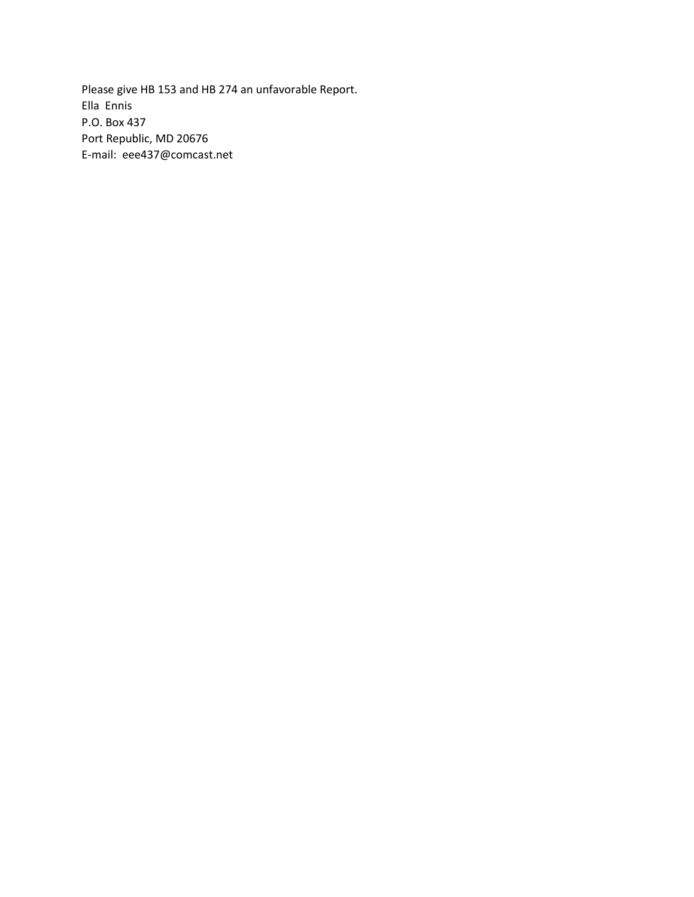Please give HB 153 and HB 274 an unfavorable Report.
Ella Ennis
P.O. Box 437
Port Republic, MD 20676
E-mail: eee437@comcast.net